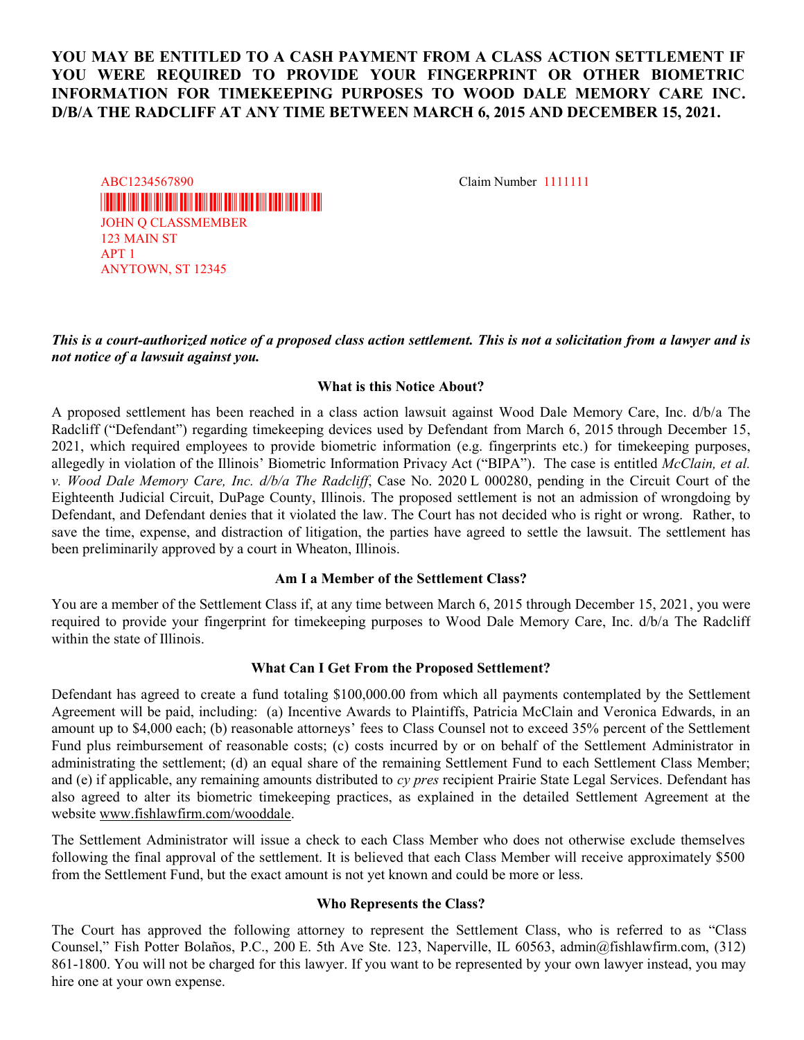**YOU MAY BE ENTITLED TO A CASH PAYMENT FROM A CLASS ACTION SETTLEMENT IF YOU WERE REQUIRED TO PROVIDE YOUR FINGERPRINT OR OTHER BIOMETRIC INFORMATION FOR TIMEKEEPING PURPOSES TO WOOD DALE MEMORY CARE INC. D/B/A THE RADCLIFF AT ANY TIME BETWEEN MARCH 6, 2015 AND DECEMBER 15, 2021.**

ABC1234567890

JOHN Q CLASSMEMBER
123 MAIN ST
APT 1
ANYTOWN, ST 12345

Claim Number 1111111

***This is a court-authorized notice of a proposed class action settlement. This is not a solicitation from a lawyer and is not notice of a lawsuit against you.***

**What is this Notice About?**

A proposed settlement has been reached in a class action lawsuit against Wood Dale Memory Care, Inc. d/b/a The Radcliff ("Defendant") regarding timekeeping devices used by Defendant from March 6, 2015 through December 15, 2021, which required employees to provide biometric information (e.g. fingerprints etc.) for timekeeping purposes, allegedly in violation of the Illinois' Biometric Information Privacy Act ("BIPA"). The case is entitled *McClain, et al. v. Wood Dale Memory Care, Inc. d/b/a The Radcliff*, Case No. 2020 L 000280, pending in the Circuit Court of the Eighteenth Judicial Circuit, DuPage County, Illinois. The proposed settlement is not an admission of wrongdoing by Defendant, and Defendant denies that it violated the law. The Court has not decided who is right or wrong. Rather, to save the time, expense, and distraction of litigation, the parties have agreed to settle the lawsuit. The settlement has been preliminarily approved by a court in Wheaton, Illinois.

**Am I a Member of the Settlement Class?**

You are a member of the Settlement Class if, at any time between March 6, 2015 through December 15, 2021, you were required to provide your fingerprint for timekeeping purposes to Wood Dale Memory Care, Inc. d/b/a The Radcliff within the state of Illinois.

**What Can I Get From the Proposed Settlement?**

Defendant has agreed to create a fund totaling $100,000.00 from which all payments contemplated by the Settlement Agreement will be paid, including: (a) Incentive Awards to Plaintiffs, Patricia McClain and Veronica Edwards, in an amount up to $4,000 each; (b) reasonable attorneys' fees to Class Counsel not to exceed 35% percent of the Settlement Fund plus reimbursement of reasonable costs; (c) costs incurred by or on behalf of the Settlement Administrator in administrating the settlement; (d) an equal share of the remaining Settlement Fund to each Settlement Class Member; and (e) if applicable, any remaining amounts distributed to *cy pres* recipient Prairie State Legal Services. Defendant has also agreed to alter its biometric timekeeping practices, as explained in the detailed Settlement Agreement at the website www.fishlawfirm.com/wooddale.

The Settlement Administrator will issue a check to each Class Member who does not otherwise exclude themselves following the final approval of the settlement. It is believed that each Class Member will receive approximately $500 from the Settlement Fund, but the exact amount is not yet known and could be more or less.

**Who Represents the Class?**

The Court has approved the following attorney to represent the Settlement Class, who is referred to as "Class Counsel," Fish Potter Bolaños, P.C., 200 E. 5th Ave Ste. 123, Naperville, IL 60563, admin@fishlawfirm.com, (312) 861-1800. You will not be charged for this lawyer. If you want to be represented by your own lawyer instead, you may hire one at your own expense.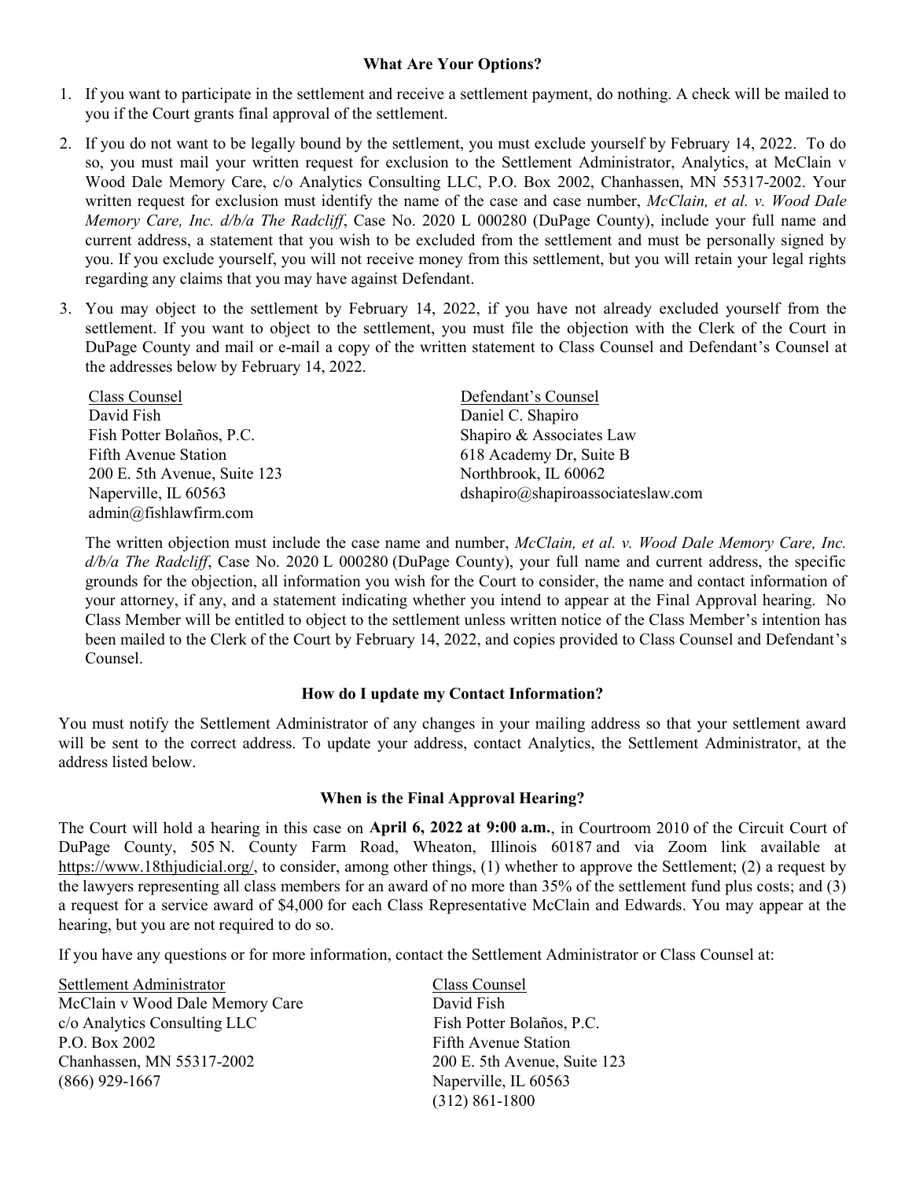**What Are Your Options?**

1. If you want to participate in the settlement and receive a settlement payment, do nothing. A check will be mailed to you if the Court grants final approval of the settlement.
2. If you do not want to be legally bound by the settlement, you must exclude yourself by February 14, 2022. To do so, you must mail your written request for exclusion to the Settlement Administrator, Analytics, at McClain v Wood Dale Memory Care, c/o Analytics Consulting LLC, P.O. Box 2002, Chanhassen, MN 55317-2002. Your written request for exclusion must identify the name of the case and case number, *McClain, et al. v. Wood Dale Memory Care, Inc. d/b/a The Radcliff*, Case No. 2020 L 000280 (DuPage County), include your full name and current address, a statement that you wish to be excluded from the settlement and must be personally signed by you. If you exclude yourself, you will not receive money from this settlement, but you will retain your legal rights regarding any claims that you may have against Defendant.
3. You may object to the settlement by February 14, 2022, if you have not already excluded yourself from the settlement. If you want to object to the settlement, you must file the objection with the Clerk of the Court in DuPage County and mail or e-mail a copy of the written statement to Class Counsel and Defendant's Counsel at the addresses below by February 14, 2022.

   Class Counsel
   David Fish
   Fish Potter Bolaños, P.C.
   Fifth Avenue Station
   200 E. 5th Avenue, Suite 123
   Naperville, IL 60563
   admin@fishlawfirm.com

   Defendant's Counsel
   Daniel C. Shapiro
   Shapiro & Associates Law
   618 Academy Dr, Suite B
   Northbrook, IL 60062
   dshapiro@shapiroassociateslaw.com

   The written objection must include the case name and number, *McClain, et al. v. Wood Dale Memory Care, Inc. d/b/a The Radcliff*, Case No. 2020 L 000280 (DuPage County), your full name and current address, the specific grounds for the objection, all information you wish for the Court to consider, the name and contact information of your attorney, if any, and a statement indicating whether you intend to appear at the Final Approval hearing. No Class Member will be entitled to object to the settlement unless written notice of the Class Member's intention has been mailed to the Clerk of the Court by February 14, 2022, and copies provided to Class Counsel and Defendant's Counsel.

**How do I update my Contact Information?**

You must notify the Settlement Administrator of any changes in your mailing address so that your settlement award will be sent to the correct address. To update your address, contact Analytics, the Settlement Administrator, at the address listed below.

**When is the Final Approval Hearing?**

The Court will hold a hearing in this case on **April 6, 2022 at 9:00 a.m.**, in Courtroom 2010 of the Circuit Court of DuPage County, 505 N. County Farm Road, Wheaton, Illinois 60187 and via Zoom link available at https://www.18thjudicial.org/, to consider, among other things, (1) whether to approve the Settlement; (2) a request by the lawyers representing all class members for an award of no more than 35% of the settlement fund plus costs; and (3) a request for a service award of $4,000 for each Class Representative McClain and Edwards. You may appear at the hearing, but you are not required to do so.

If you have any questions or for more information, contact the Settlement Administrator or Class Counsel at:

Settlement Administrator
McClain v Wood Dale Memory Care
c/o Analytics Consulting LLC
P.O. Box 2002
Chanhassen, MN 55317-2002
(866) 929-1667

Class Counsel
David Fish
Fish Potter Bolaños, P.C.
Fifth Avenue Station
200 E. 5th Avenue, Suite 123
Naperville, IL 60563
(312) 861-1800